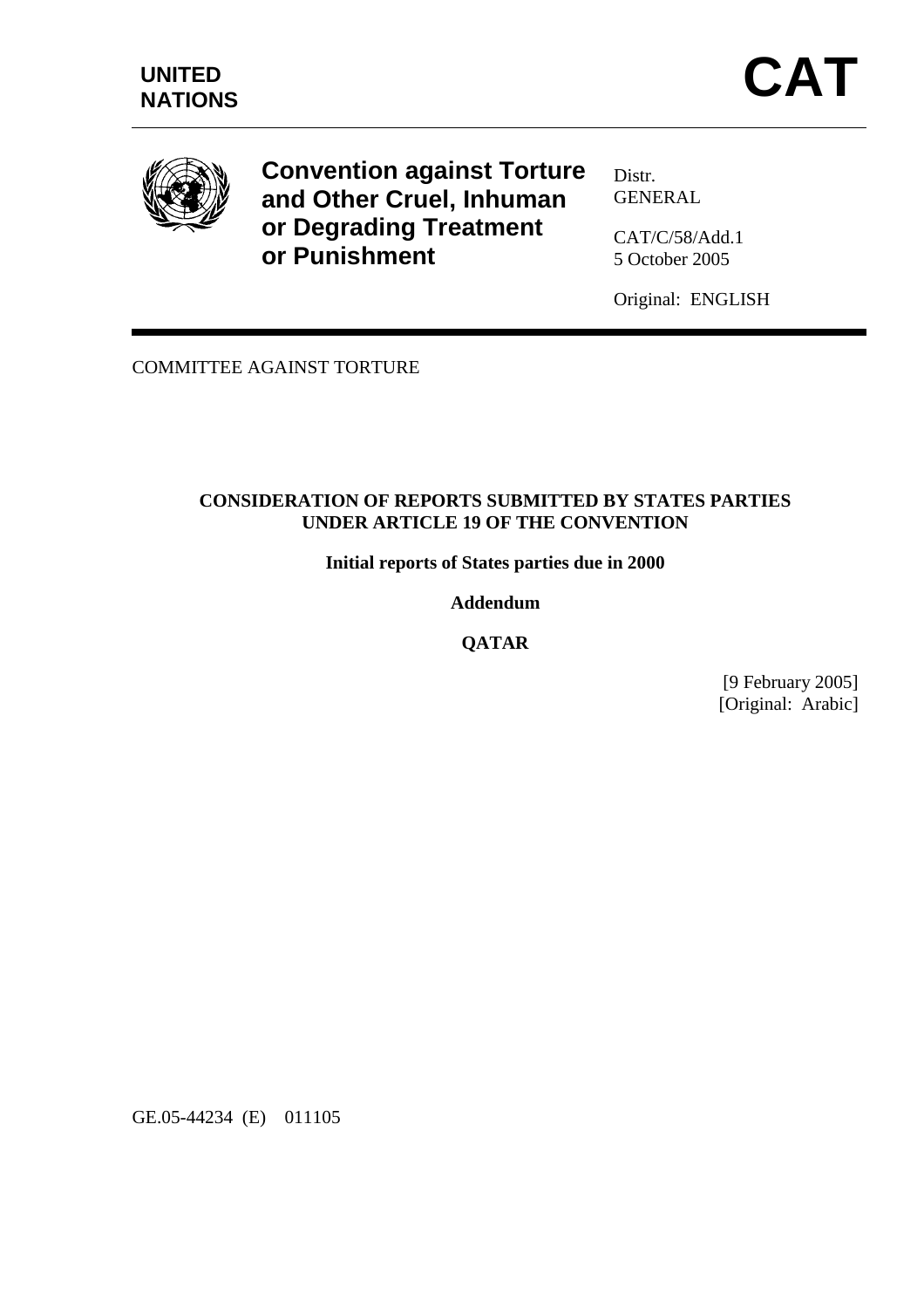UNITED NATIONS

# CAT

**Convention against Torture and Other Cruel, Inhuman or Degrading Treatment or Punishment**

Distr.
GENERAL

CAT/C/58/Add.1
5 October 2005

Original: ENGLISH

COMMITTEE AGAINST TORTURE

**CONSIDERATION OF REPORTS SUBMITTED BY STATES PARTIES UNDER ARTICLE 19 OF THE CONVENTION**

**Initial reports of States parties due in 2000**

**Addendum**

**QATAR**

[9 February 2005]
[Original: Arabic]

GE.05-44234 (E) 011105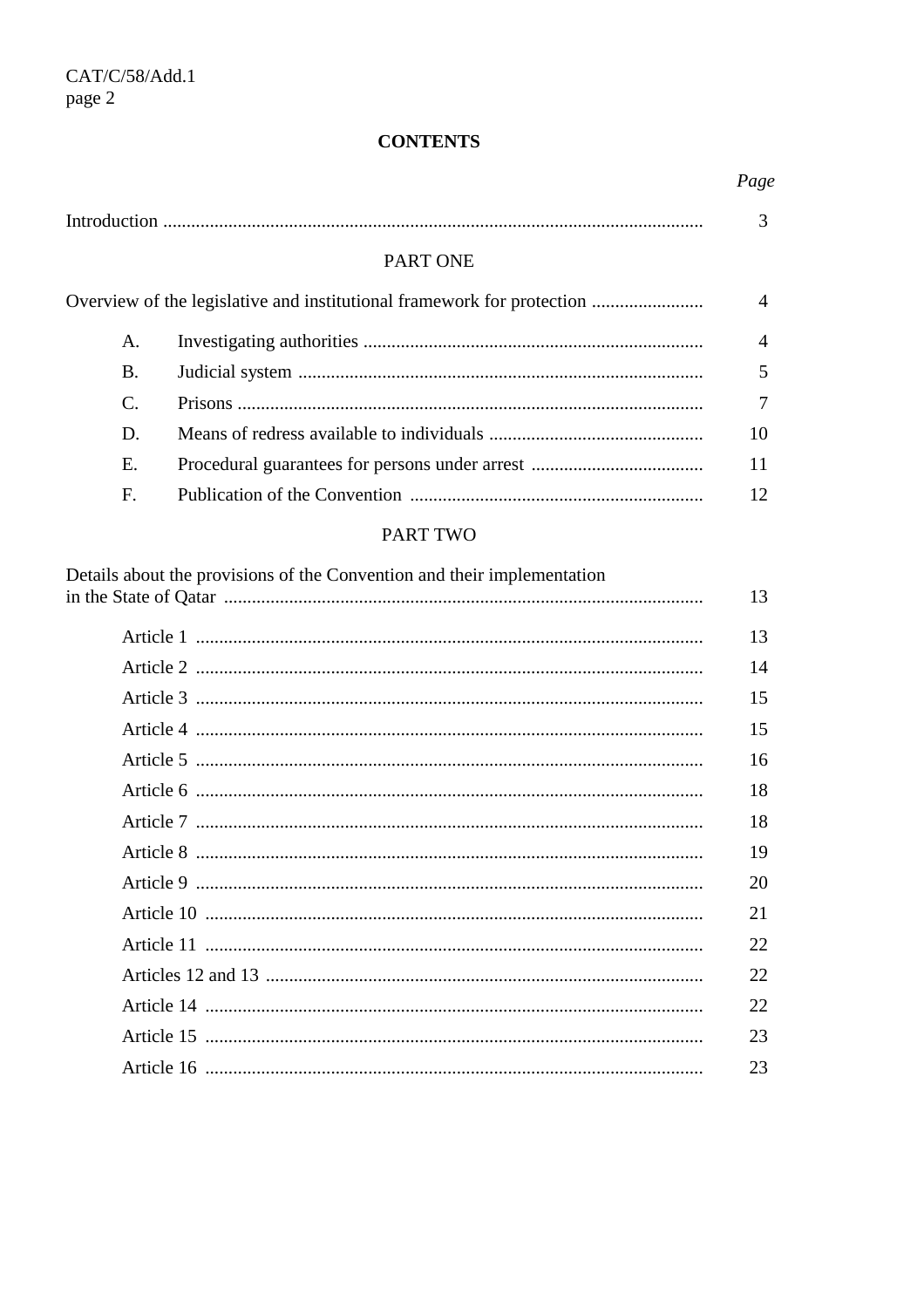# CONTENTS

| | Page |
|---|---|
| Introduction | 3 |
| **PART ONE** | |
| Overview of the legislative and institutional framework for protection | 4 |
| A. Investigating authorities | 4 |
| B. Judicial system | 5 |
| C. Prisons | 7 |
| D. Means of redress available to individuals | 10 |
| E. Procedural guarantees for persons under arrest | 11 |
| F. Publication of the Convention | 12 |
| **PART TWO** | |
| Details about the provisions of the Convention and their implementation in the State of Qatar | 13 |
| Article 1 | 13 |
| Article 2 | 14 |
| Article 3 | 15 |
| Article 4 | 15 |
| Article 5 | 16 |
| Article 6 | 18 |
| Article 7 | 18 |
| Article 8 | 19 |
| Article 9 | 20 |
| Article 10 | 21 |
| Article 11 | 22 |
| Articles 12 and 13 | 22 |
| Article 14 | 22 |
| Article 15 | 23 |
| Article 16 | 23 |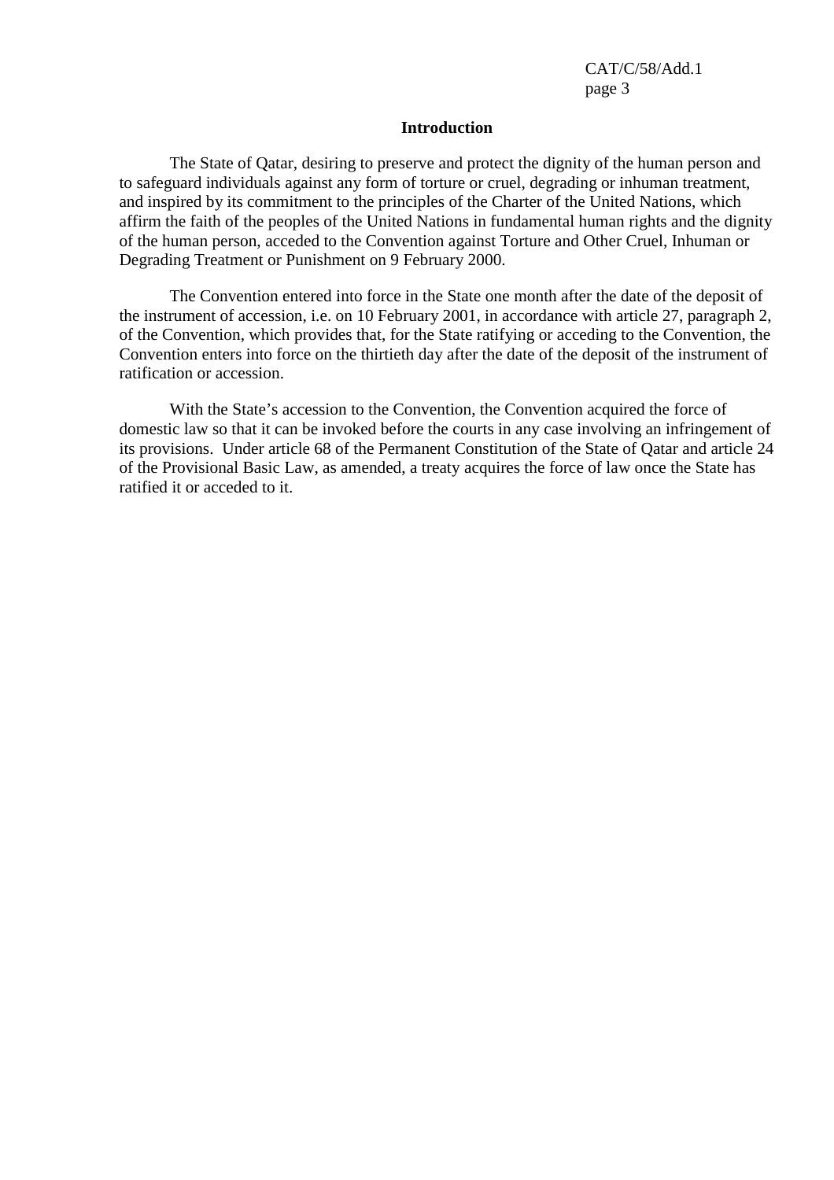## Introduction

The State of Qatar, desiring to preserve and protect the dignity of the human person and to safeguard individuals against any form of torture or cruel, degrading or inhuman treatment, and inspired by its commitment to the principles of the Charter of the United Nations, which affirm the faith of the peoples of the United Nations in fundamental human rights and the dignity of the human person, acceded to the Convention against Torture and Other Cruel, Inhuman or Degrading Treatment or Punishment on 9 February 2000.

The Convention entered into force in the State one month after the date of the deposit of the instrument of accession, i.e. on 10 February 2001, in accordance with article 27, paragraph 2, of the Convention, which provides that, for the State ratifying or acceding to the Convention, the Convention enters into force on the thirtieth day after the date of the deposit of the instrument of ratification or accession.

With the State's accession to the Convention, the Convention acquired the force of domestic law so that it can be invoked before the courts in any case involving an infringement of its provisions. Under article 68 of the Permanent Constitution of the State of Qatar and article 24 of the Provisional Basic Law, as amended, a treaty acquires the force of law once the State has ratified it or acceded to it.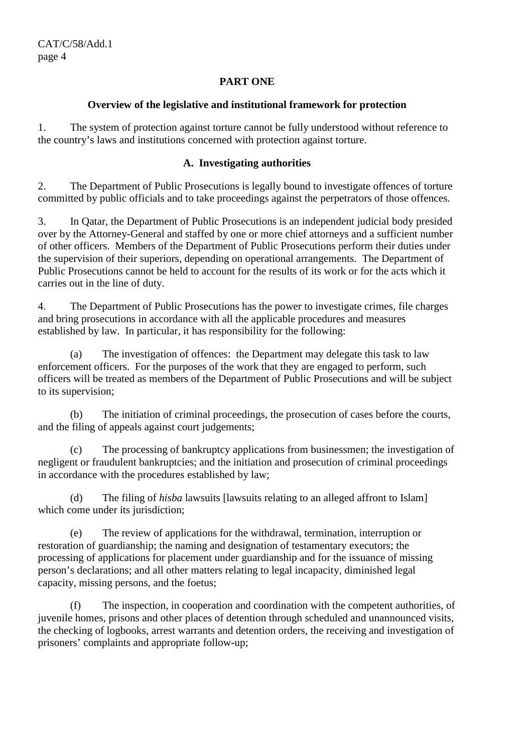## PART ONE

### Overview of the legislative and institutional framework for protection

1. The system of protection against torture cannot be fully understood without reference to the country's laws and institutions concerned with protection against torture.

### A. Investigating authorities

2. The Department of Public Prosecutions is legally bound to investigate offences of torture committed by public officials and to take proceedings against the perpetrators of those offences.

3. In Qatar, the Department of Public Prosecutions is an independent judicial body presided over by the Attorney-General and staffed by one or more chief attorneys and a sufficient number of other officers. Members of the Department of Public Prosecutions perform their duties under the supervision of their superiors, depending on operational arrangements. The Department of Public Prosecutions cannot be held to account for the results of its work or for the acts which it carries out in the line of duty.

4. The Department of Public Prosecutions has the power to investigate crimes, file charges and bring prosecutions in accordance with all the applicable procedures and measures established by law. In particular, it has responsibility for the following:

(a) The investigation of offences: the Department may delegate this task to law enforcement officers. For the purposes of the work that they are engaged to perform, such officers will be treated as members of the Department of Public Prosecutions and will be subject to its supervision;

(b) The initiation of criminal proceedings, the prosecution of cases before the courts, and the filing of appeals against court judgements;

(c) The processing of bankruptcy applications from businessmen; the investigation of negligent or fraudulent bankruptcies; and the initiation and prosecution of criminal proceedings in accordance with the procedures established by law;

(d) The filing of *hisba* lawsuits [lawsuits relating to an alleged affront to Islam] which come under its jurisdiction;

(e) The review of applications for the withdrawal, termination, interruption or restoration of guardianship; the naming and designation of testamentary executors; the processing of applications for placement under guardianship and for the issuance of missing person's declarations; and all other matters relating to legal incapacity, diminished legal capacity, missing persons, and the foetus;

(f) The inspection, in cooperation and coordination with the competent authorities, of juvenile homes, prisons and other places of detention through scheduled and unannounced visits, the checking of logbooks, arrest warrants and detention orders, the receiving and investigation of prisoners' complaints and appropriate follow-up;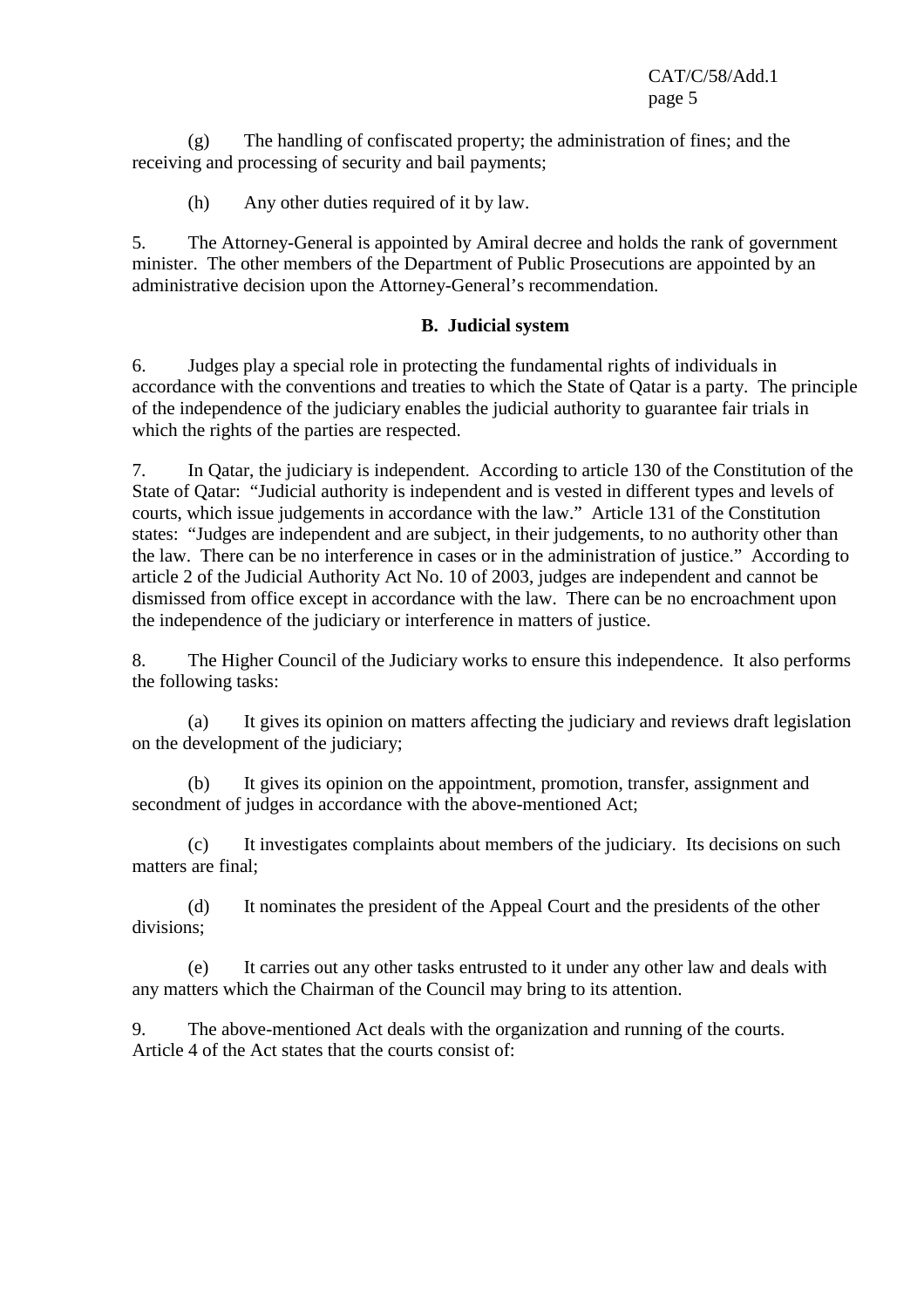(g) The handling of confiscated property; the administration of fines; and the receiving and processing of security and bail payments;

(h) Any other duties required of it by law.

5. The Attorney-General is appointed by Amiral decree and holds the rank of government minister. The other members of the Department of Public Prosecutions are appointed by an administrative decision upon the Attorney-General's recommendation.

## B. Judicial system

6. Judges play a special role in protecting the fundamental rights of individuals in accordance with the conventions and treaties to which the State of Qatar is a party. The principle of the independence of the judiciary enables the judicial authority to guarantee fair trials in which the rights of the parties are respected.

7. In Qatar, the judiciary is independent. According to article 130 of the Constitution of the State of Qatar: "Judicial authority is independent and is vested in different types and levels of courts, which issue judgements in accordance with the law." Article 131 of the Constitution states: "Judges are independent and are subject, in their judgements, to no authority other than the law. There can be no interference in cases or in the administration of justice." According to article 2 of the Judicial Authority Act No. 10 of 2003, judges are independent and cannot be dismissed from office except in accordance with the law. There can be no encroachment upon the independence of the judiciary or interference in matters of justice.

8. The Higher Council of the Judiciary works to ensure this independence. It also performs the following tasks:

(a) It gives its opinion on matters affecting the judiciary and reviews draft legislation on the development of the judiciary;

(b) It gives its opinion on the appointment, promotion, transfer, assignment and secondment of judges in accordance with the above-mentioned Act;

(c) It investigates complaints about members of the judiciary. Its decisions on such matters are final;

(d) It nominates the president of the Appeal Court and the presidents of the other divisions;

(e) It carries out any other tasks entrusted to it under any other law and deals with any matters which the Chairman of the Council may bring to its attention.

9. The above-mentioned Act deals with the organization and running of the courts. Article 4 of the Act states that the courts consist of: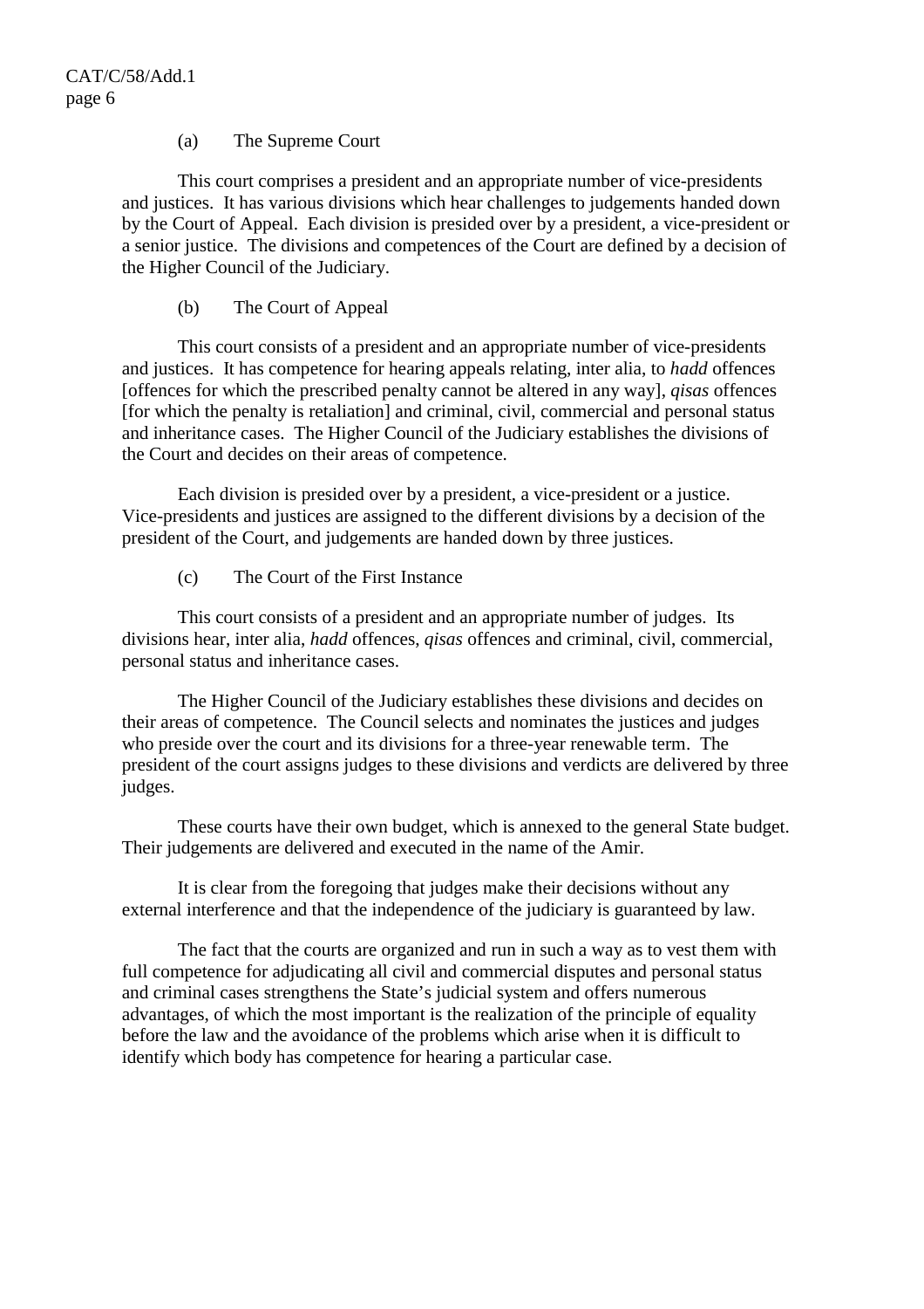(a) The Supreme Court

This court comprises a president and an appropriate number of vice-presidents and justices. It has various divisions which hear challenges to judgements handed down by the Court of Appeal. Each division is presided over by a president, a vice-president or a senior justice. The divisions and competences of the Court are defined by a decision of the Higher Council of the Judiciary.

(b) The Court of Appeal

This court consists of a president and an appropriate number of vice-presidents and justices. It has competence for hearing appeals relating, inter alia, to *hadd* offences [offences for which the prescribed penalty cannot be altered in any way], *qisas* offences [for which the penalty is retaliation] and criminal, civil, commercial and personal status and inheritance cases. The Higher Council of the Judiciary establishes the divisions of the Court and decides on their areas of competence.

Each division is presided over by a president, a vice-president or a justice. Vice-presidents and justices are assigned to the different divisions by a decision of the president of the Court, and judgements are handed down by three justices.

(c) The Court of the First Instance

This court consists of a president and an appropriate number of judges. Its divisions hear, inter alia, *hadd* offences, *qisas* offences and criminal, civil, commercial, personal status and inheritance cases.

The Higher Council of the Judiciary establishes these divisions and decides on their areas of competence. The Council selects and nominates the justices and judges who preside over the court and its divisions for a three-year renewable term. The president of the court assigns judges to these divisions and verdicts are delivered by three judges.

These courts have their own budget, which is annexed to the general State budget. Their judgements are delivered and executed in the name of the Amir.

It is clear from the foregoing that judges make their decisions without any external interference and that the independence of the judiciary is guaranteed by law.

The fact that the courts are organized and run in such a way as to vest them with full competence for adjudicating all civil and commercial disputes and personal status and criminal cases strengthens the State's judicial system and offers numerous advantages, of which the most important is the realization of the principle of equality before the law and the avoidance of the problems which arise when it is difficult to identify which body has competence for hearing a particular case.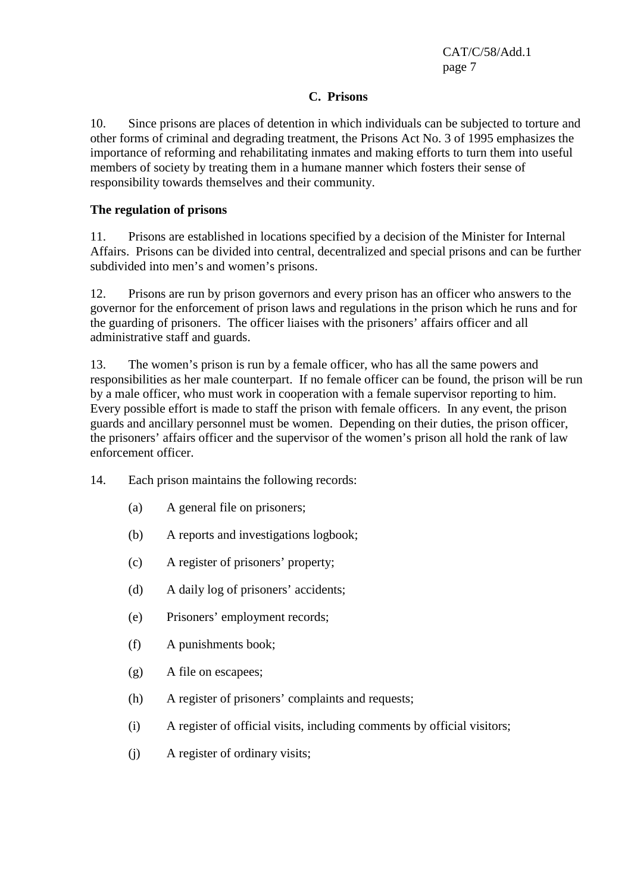## C. Prisons

10. Since prisons are places of detention in which individuals can be subjected to torture and other forms of criminal and degrading treatment, the Prisons Act No. 3 of 1995 emphasizes the importance of reforming and rehabilitating inmates and making efforts to turn them into useful members of society by treating them in a humane manner which fosters their sense of responsibility towards themselves and their community.

**The regulation of prisons**

11. Prisons are established in locations specified by a decision of the Minister for Internal Affairs. Prisons can be divided into central, decentralized and special prisons and can be further subdivided into men's and women's prisons.

12. Prisons are run by prison governors and every prison has an officer who answers to the governor for the enforcement of prison laws and regulations in the prison which he runs and for the guarding of prisoners. The officer liaises with the prisoners' affairs officer and all administrative staff and guards.

13. The women's prison is run by a female officer, who has all the same powers and responsibilities as her male counterpart. If no female officer can be found, the prison will be run by a male officer, who must work in cooperation with a female supervisor reporting to him. Every possible effort is made to staff the prison with female officers. In any event, the prison guards and ancillary personnel must be women. Depending on their duties, the prison officer, the prisoners' affairs officer and the supervisor of the women's prison all hold the rank of law enforcement officer.

14. Each prison maintains the following records:

(a) A general file on prisoners;

(b) A reports and investigations logbook;

(c) A register of prisoners' property;

(d) A daily log of prisoners' accidents;

(e) Prisoners' employment records;

(f) A punishments book;

(g) A file on escapees;

(h) A register of prisoners' complaints and requests;

(i) A register of official visits, including comments by official visitors;

(j) A register of ordinary visits;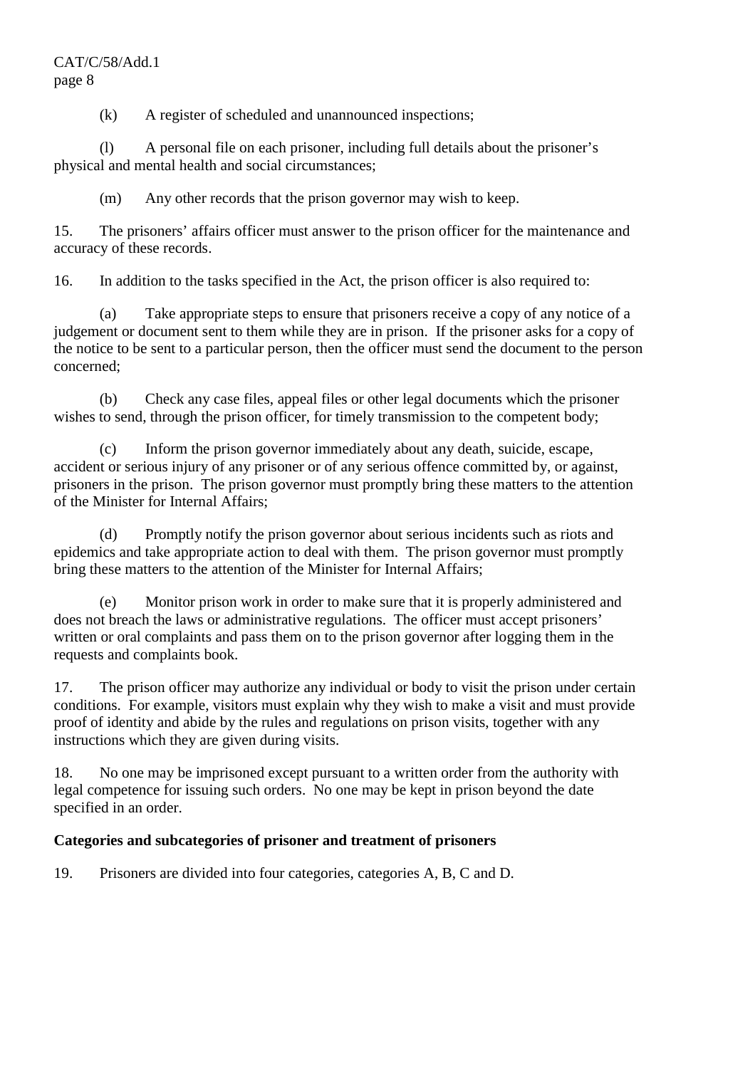(k) A register of scheduled and unannounced inspections;

(l) A personal file on each prisoner, including full details about the prisoner's physical and mental health and social circumstances;

(m) Any other records that the prison governor may wish to keep.

15. The prisoners' affairs officer must answer to the prison officer for the maintenance and accuracy of these records.

16. In addition to the tasks specified in the Act, the prison officer is also required to:

(a) Take appropriate steps to ensure that prisoners receive a copy of any notice of a judgement or document sent to them while they are in prison. If the prisoner asks for a copy of the notice to be sent to a particular person, then the officer must send the document to the person concerned;

(b) Check any case files, appeal files or other legal documents which the prisoner wishes to send, through the prison officer, for timely transmission to the competent body;

(c) Inform the prison governor immediately about any death, suicide, escape, accident or serious injury of any prisoner or of any serious offence committed by, or against, prisoners in the prison. The prison governor must promptly bring these matters to the attention of the Minister for Internal Affairs;

(d) Promptly notify the prison governor about serious incidents such as riots and epidemics and take appropriate action to deal with them. The prison governor must promptly bring these matters to the attention of the Minister for Internal Affairs;

(e) Monitor prison work in order to make sure that it is properly administered and does not breach the laws or administrative regulations. The officer must accept prisoners' written or oral complaints and pass them on to the prison governor after logging them in the requests and complaints book.

17. The prison officer may authorize any individual or body to visit the prison under certain conditions. For example, visitors must explain why they wish to make a visit and must provide proof of identity and abide by the rules and regulations on prison visits, together with any instructions which they are given during visits.

18. No one may be imprisoned except pursuant to a written order from the authority with legal competence for issuing such orders. No one may be kept in prison beyond the date specified in an order.

**Categories and subcategories of prisoner and treatment of prisoners**

19. Prisoners are divided into four categories, categories A, B, C and D.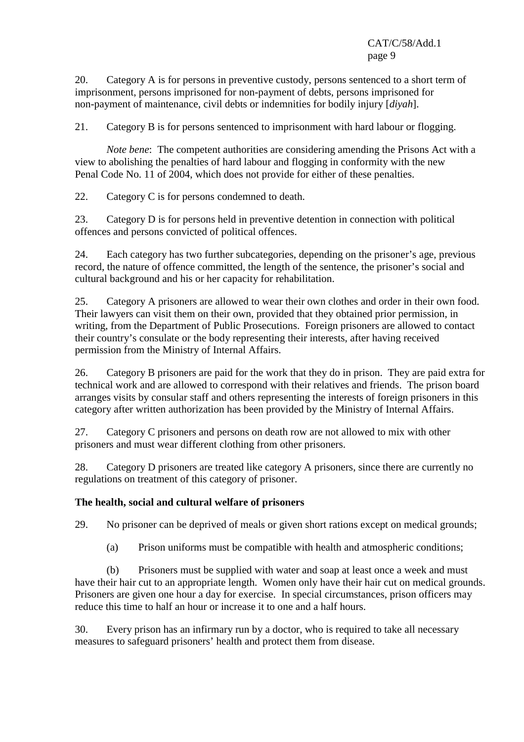20. Category A is for persons in preventive custody, persons sentenced to a short term of imprisonment, persons imprisoned for non-payment of debts, persons imprisoned for non-payment of maintenance, civil debts or indemnities for bodily injury [*diyah*].

21. Category B is for persons sentenced to imprisonment with hard labour or flogging.

*Note bene*: The competent authorities are considering amending the Prisons Act with a view to abolishing the penalties of hard labour and flogging in conformity with the new Penal Code No. 11 of 2004, which does not provide for either of these penalties.

22. Category C is for persons condemned to death.

23. Category D is for persons held in preventive detention in connection with political offences and persons convicted of political offences.

24. Each category has two further subcategories, depending on the prisoner's age, previous record, the nature of offence committed, the length of the sentence, the prisoner's social and cultural background and his or her capacity for rehabilitation.

25. Category A prisoners are allowed to wear their own clothes and order in their own food. Their lawyers can visit them on their own, provided that they obtained prior permission, in writing, from the Department of Public Prosecutions. Foreign prisoners are allowed to contact their country's consulate or the body representing their interests, after having received permission from the Ministry of Internal Affairs.

26. Category B prisoners are paid for the work that they do in prison. They are paid extra for technical work and are allowed to correspond with their relatives and friends. The prison board arranges visits by consular staff and others representing the interests of foreign prisoners in this category after written authorization has been provided by the Ministry of Internal Affairs.

27. Category C prisoners and persons on death row are not allowed to mix with other prisoners and must wear different clothing from other prisoners.

28. Category D prisoners are treated like category A prisoners, since there are currently no regulations on treatment of this category of prisoner.

**The health, social and cultural welfare of prisoners**

29. No prisoner can be deprived of meals or given short rations except on medical grounds;

(a) Prison uniforms must be compatible with health and atmospheric conditions;

(b) Prisoners must be supplied with water and soap at least once a week and must have their hair cut to an appropriate length. Women only have their hair cut on medical grounds. Prisoners are given one hour a day for exercise. In special circumstances, prison officers may reduce this time to half an hour or increase it to one and a half hours.

30. Every prison has an infirmary run by a doctor, who is required to take all necessary measures to safeguard prisoners' health and protect them from disease.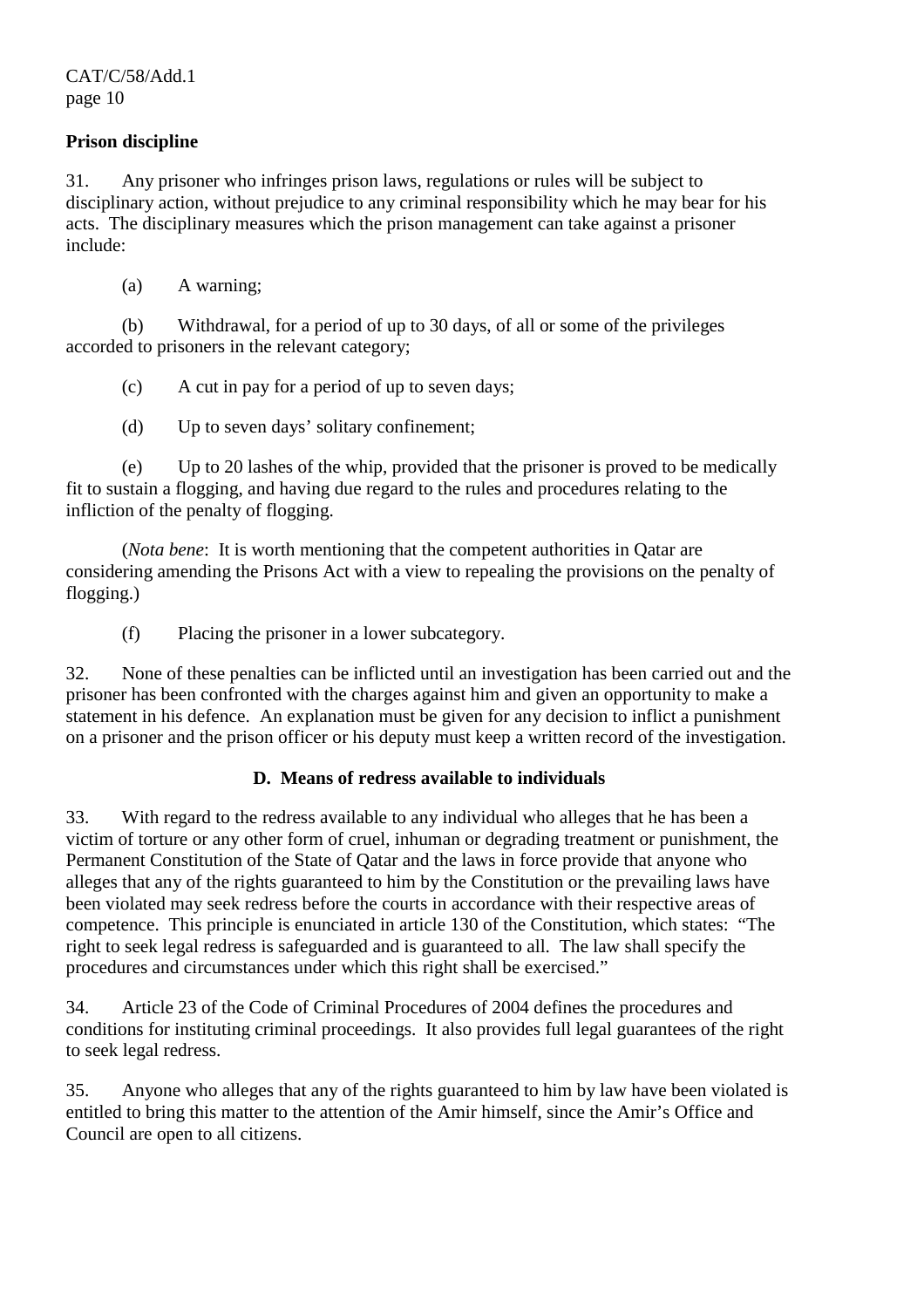**Prison discipline**

31. Any prisoner who infringes prison laws, regulations or rules will be subject to disciplinary action, without prejudice to any criminal responsibility which he may bear for his acts. The disciplinary measures which the prison management can take against a prisoner include:

(a) A warning;

(b) Withdrawal, for a period of up to 30 days, of all or some of the privileges accorded to prisoners in the relevant category;

(c) A cut in pay for a period of up to seven days;

(d) Up to seven days' solitary confinement;

(e) Up to 20 lashes of the whip, provided that the prisoner is proved to be medically fit to sustain a flogging, and having due regard to the rules and procedures relating to the infliction of the penalty of flogging.

(*Nota bene*: It is worth mentioning that the competent authorities in Qatar are considering amending the Prisons Act with a view to repealing the provisions on the penalty of flogging.)

(f) Placing the prisoner in a lower subcategory.

32. None of these penalties can be inflicted until an investigation has been carried out and the prisoner has been confronted with the charges against him and given an opportunity to make a statement in his defence. An explanation must be given for any decision to inflict a punishment on a prisoner and the prison officer or his deputy must keep a written record of the investigation.

## D. Means of redress available to individuals

33. With regard to the redress available to any individual who alleges that he has been a victim of torture or any other form of cruel, inhuman or degrading treatment or punishment, the Permanent Constitution of the State of Qatar and the laws in force provide that anyone who alleges that any of the rights guaranteed to him by the Constitution or the prevailing laws have been violated may seek redress before the courts in accordance with their respective areas of competence. This principle is enunciated in article 130 of the Constitution, which states: "The right to seek legal redress is safeguarded and is guaranteed to all. The law shall specify the procedures and circumstances under which this right shall be exercised."

34. Article 23 of the Code of Criminal Procedures of 2004 defines the procedures and conditions for instituting criminal proceedings. It also provides full legal guarantees of the right to seek legal redress.

35. Anyone who alleges that any of the rights guaranteed to him by law have been violated is entitled to bring this matter to the attention of the Amir himself, since the Amir's Office and Council are open to all citizens.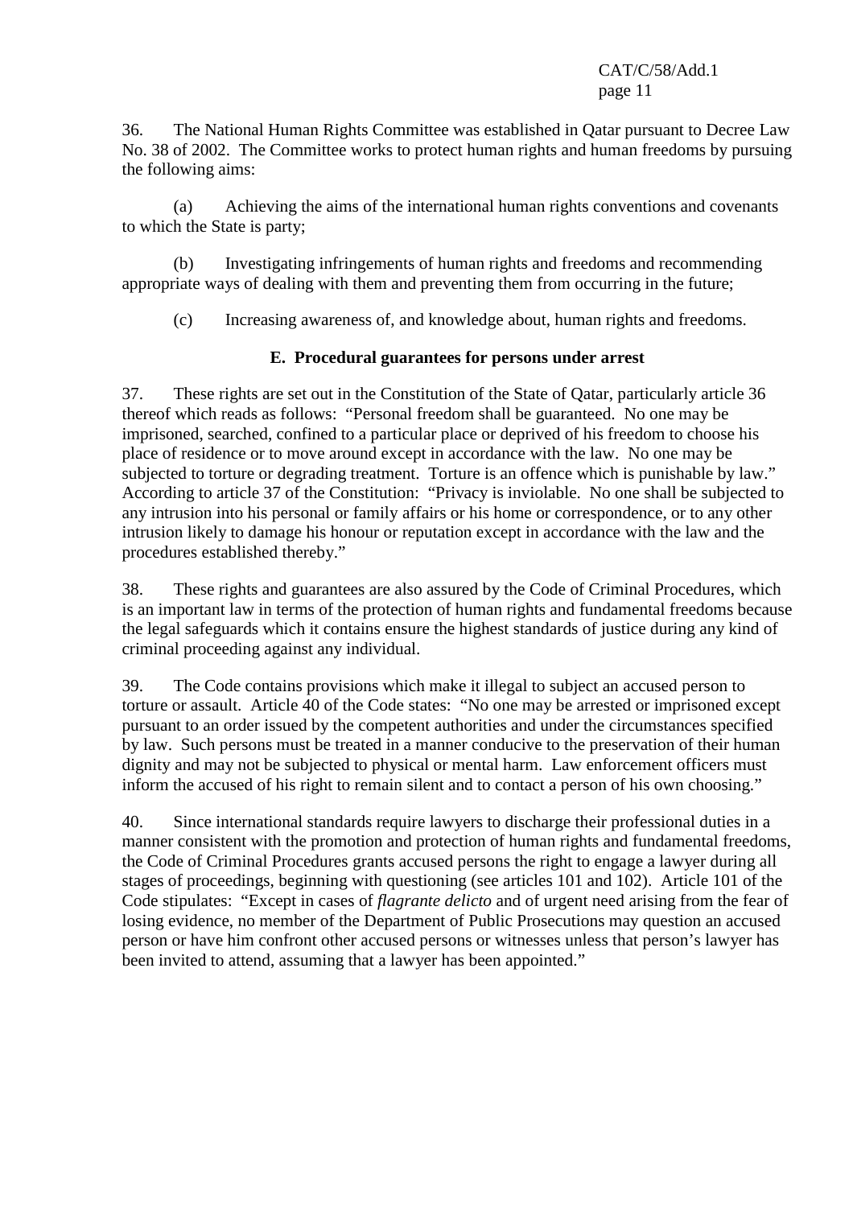36. The National Human Rights Committee was established in Qatar pursuant to Decree Law No. 38 of 2002. The Committee works to protect human rights and human freedoms by pursuing the following aims:

(a) Achieving the aims of the international human rights conventions and covenants to which the State is party;

(b) Investigating infringements of human rights and freedoms and recommending appropriate ways of dealing with them and preventing them from occurring in the future;

(c) Increasing awareness of, and knowledge about, human rights and freedoms.

### E. Procedural guarantees for persons under arrest

37. These rights are set out in the Constitution of the State of Qatar, particularly article 36 thereof which reads as follows: "Personal freedom shall be guaranteed. No one may be imprisoned, searched, confined to a particular place or deprived of his freedom to choose his place of residence or to move around except in accordance with the law. No one may be subjected to torture or degrading treatment. Torture is an offence which is punishable by law." According to article 37 of the Constitution: "Privacy is inviolable. No one shall be subjected to any intrusion into his personal or family affairs or his home or correspondence, or to any other intrusion likely to damage his honour or reputation except in accordance with the law and the procedures established thereby."

38. These rights and guarantees are also assured by the Code of Criminal Procedures, which is an important law in terms of the protection of human rights and fundamental freedoms because the legal safeguards which it contains ensure the highest standards of justice during any kind of criminal proceeding against any individual.

39. The Code contains provisions which make it illegal to subject an accused person to torture or assault. Article 40 of the Code states: "No one may be arrested or imprisoned except pursuant to an order issued by the competent authorities and under the circumstances specified by law. Such persons must be treated in a manner conducive to the preservation of their human dignity and may not be subjected to physical or mental harm. Law enforcement officers must inform the accused of his right to remain silent and to contact a person of his own choosing."

40. Since international standards require lawyers to discharge their professional duties in a manner consistent with the promotion and protection of human rights and fundamental freedoms, the Code of Criminal Procedures grants accused persons the right to engage a lawyer during all stages of proceedings, beginning with questioning (see articles 101 and 102). Article 101 of the Code stipulates: "Except in cases of *flagrante delicto* and of urgent need arising from the fear of losing evidence, no member of the Department of Public Prosecutions may question an accused person or have him confront other accused persons or witnesses unless that person's lawyer has been invited to attend, assuming that a lawyer has been appointed."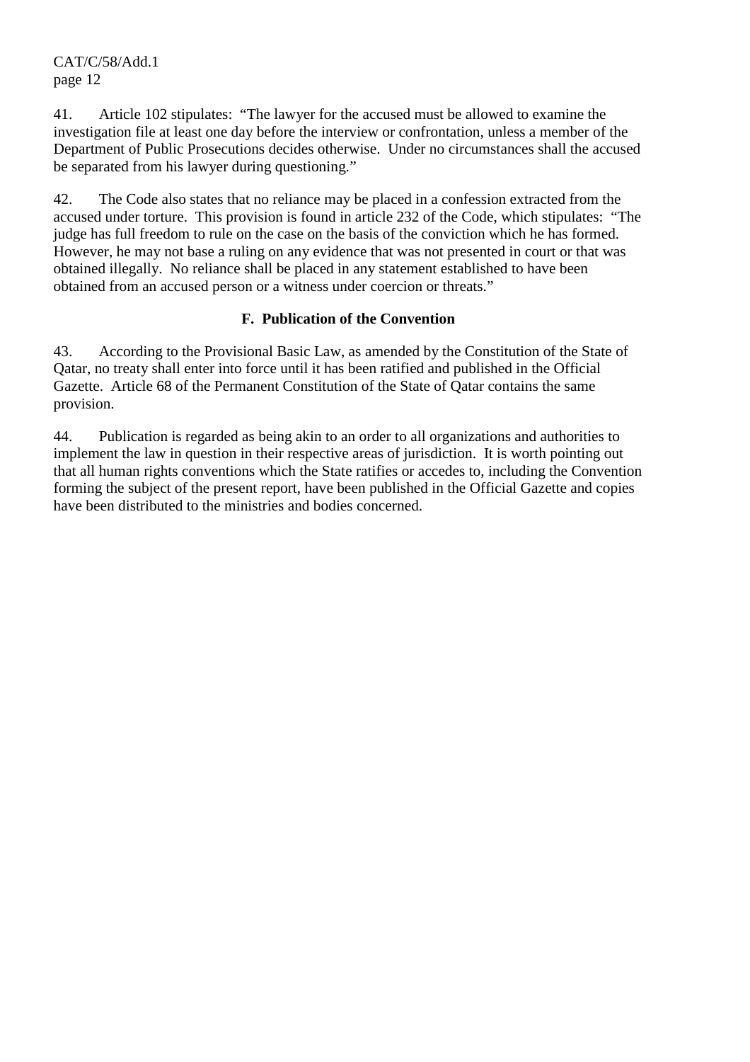41. Article 102 stipulates: "The lawyer for the accused must be allowed to examine the investigation file at least one day before the interview or confrontation, unless a member of the Department of Public Prosecutions decides otherwise. Under no circumstances shall the accused be separated from his lawyer during questioning."

42. The Code also states that no reliance may be placed in a confession extracted from the accused under torture. This provision is found in article 232 of the Code, which stipulates: "The judge has full freedom to rule on the case on the basis of the conviction which he has formed. However, he may not base a ruling on any evidence that was not presented in court or that was obtained illegally. No reliance shall be placed in any statement established to have been obtained from an accused person or a witness under coercion or threats."

## F. Publication of the Convention

43. According to the Provisional Basic Law, as amended by the Constitution of the State of Qatar, no treaty shall enter into force until it has been ratified and published in the Official Gazette. Article 68 of the Permanent Constitution of the State of Qatar contains the same provision.

44. Publication is regarded as being akin to an order to all organizations and authorities to implement the law in question in their respective areas of jurisdiction. It is worth pointing out that all human rights conventions which the State ratifies or accedes to, including the Convention forming the subject of the present report, have been published in the Official Gazette and copies have been distributed to the ministries and bodies concerned.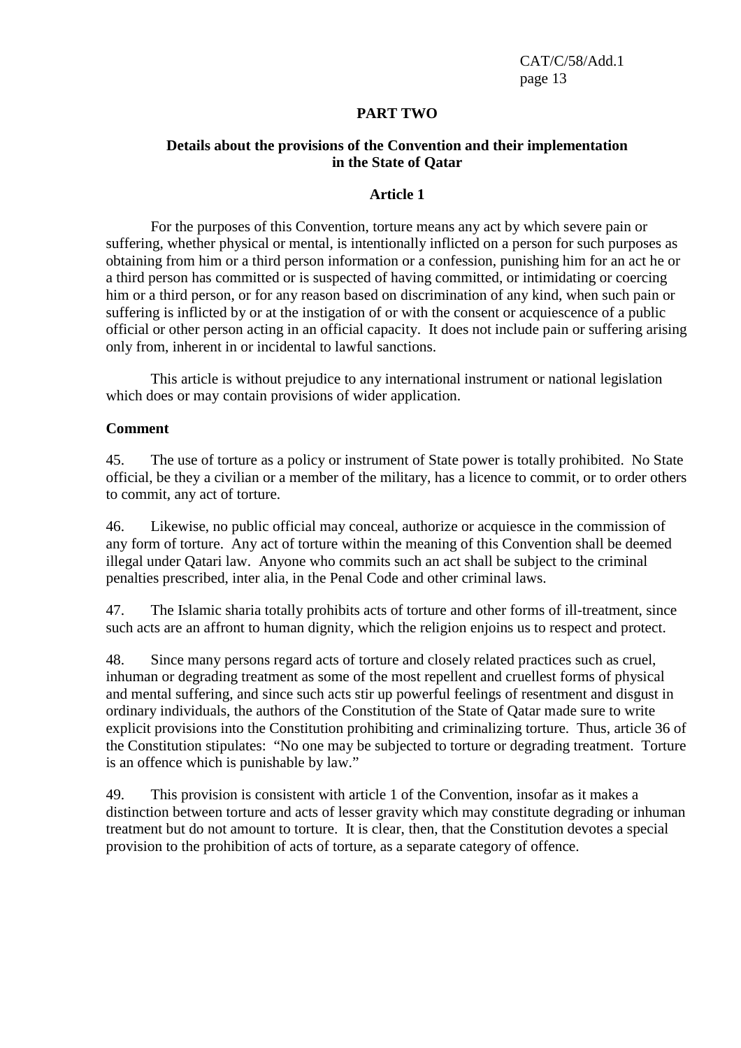## PART TWO

### Details about the provisions of the Convention and their implementation in the State of Qatar

#### Article 1

For the purposes of this Convention, torture means any act by which severe pain or suffering, whether physical or mental, is intentionally inflicted on a person for such purposes as obtaining from him or a third person information or a confession, punishing him for an act he or a third person has committed or is suspected of having committed, or intimidating or coercing him or a third person, or for any reason based on discrimination of any kind, when such pain or suffering is inflicted by or at the instigation of or with the consent or acquiescence of a public official or other person acting in an official capacity. It does not include pain or suffering arising only from, inherent in or incidental to lawful sanctions.

This article is without prejudice to any international instrument or national legislation which does or may contain provisions of wider application.

**Comment**

45. The use of torture as a policy or instrument of State power is totally prohibited. No State official, be they a civilian or a member of the military, has a licence to commit, or to order others to commit, any act of torture.

46. Likewise, no public official may conceal, authorize or acquiesce in the commission of any form of torture. Any act of torture within the meaning of this Convention shall be deemed illegal under Qatari law. Anyone who commits such an act shall be subject to the criminal penalties prescribed, inter alia, in the Penal Code and other criminal laws.

47. The Islamic sharia totally prohibits acts of torture and other forms of ill-treatment, since such acts are an affront to human dignity, which the religion enjoins us to respect and protect.

48. Since many persons regard acts of torture and closely related practices such as cruel, inhuman or degrading treatment as some of the most repellent and cruellest forms of physical and mental suffering, and since such acts stir up powerful feelings of resentment and disgust in ordinary individuals, the authors of the Constitution of the State of Qatar made sure to write explicit provisions into the Constitution prohibiting and criminalizing torture. Thus, article 36 of the Constitution stipulates: "No one may be subjected to torture or degrading treatment. Torture is an offence which is punishable by law."

49. This provision is consistent with article 1 of the Convention, insofar as it makes a distinction between torture and acts of lesser gravity which may constitute degrading or inhuman treatment but do not amount to torture. It is clear, then, that the Constitution devotes a special provision to the prohibition of acts of torture, as a separate category of offence.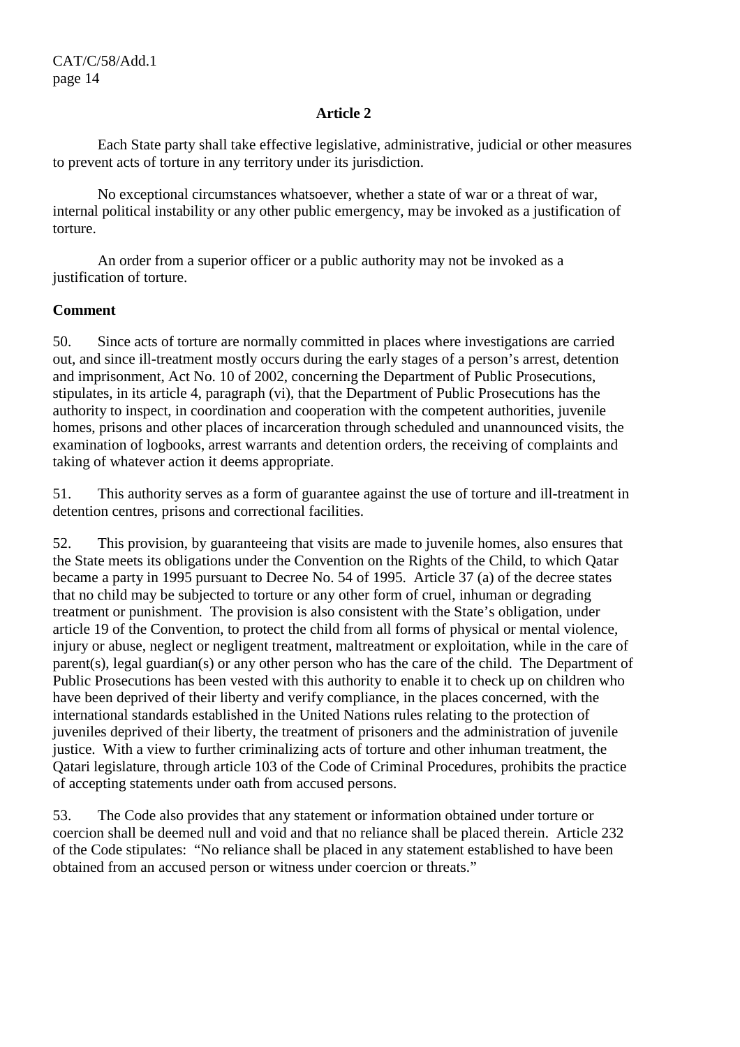## Article 2

Each State party shall take effective legislative, administrative, judicial or other measures to prevent acts of torture in any territory under its jurisdiction.

No exceptional circumstances whatsoever, whether a state of war or a threat of war, internal political instability or any other public emergency, may be invoked as a justification of torture.

An order from a superior officer or a public authority may not be invoked as a justification of torture.

**Comment**

50. Since acts of torture are normally committed in places where investigations are carried out, and since ill-treatment mostly occurs during the early stages of a person's arrest, detention and imprisonment, Act No. 10 of 2002, concerning the Department of Public Prosecutions, stipulates, in its article 4, paragraph (vi), that the Department of Public Prosecutions has the authority to inspect, in coordination and cooperation with the competent authorities, juvenile homes, prisons and other places of incarceration through scheduled and unannounced visits, the examination of logbooks, arrest warrants and detention orders, the receiving of complaints and taking of whatever action it deems appropriate.

51. This authority serves as a form of guarantee against the use of torture and ill-treatment in detention centres, prisons and correctional facilities.

52. This provision, by guaranteeing that visits are made to juvenile homes, also ensures that the State meets its obligations under the Convention on the Rights of the Child, to which Qatar became a party in 1995 pursuant to Decree No. 54 of 1995. Article 37 (a) of the decree states that no child may be subjected to torture or any other form of cruel, inhuman or degrading treatment or punishment. The provision is also consistent with the State's obligation, under article 19 of the Convention, to protect the child from all forms of physical or mental violence, injury or abuse, neglect or negligent treatment, maltreatment or exploitation, while in the care of parent(s), legal guardian(s) or any other person who has the care of the child. The Department of Public Prosecutions has been vested with this authority to enable it to check up on children who have been deprived of their liberty and verify compliance, in the places concerned, with the international standards established in the United Nations rules relating to the protection of juveniles deprived of their liberty, the treatment of prisoners and the administration of juvenile justice. With a view to further criminalizing acts of torture and other inhuman treatment, the Qatari legislature, through article 103 of the Code of Criminal Procedures, prohibits the practice of accepting statements under oath from accused persons.

53. The Code also provides that any statement or information obtained under torture or coercion shall be deemed null and void and that no reliance shall be placed therein. Article 232 of the Code stipulates: "No reliance shall be placed in any statement established to have been obtained from an accused person or witness under coercion or threats."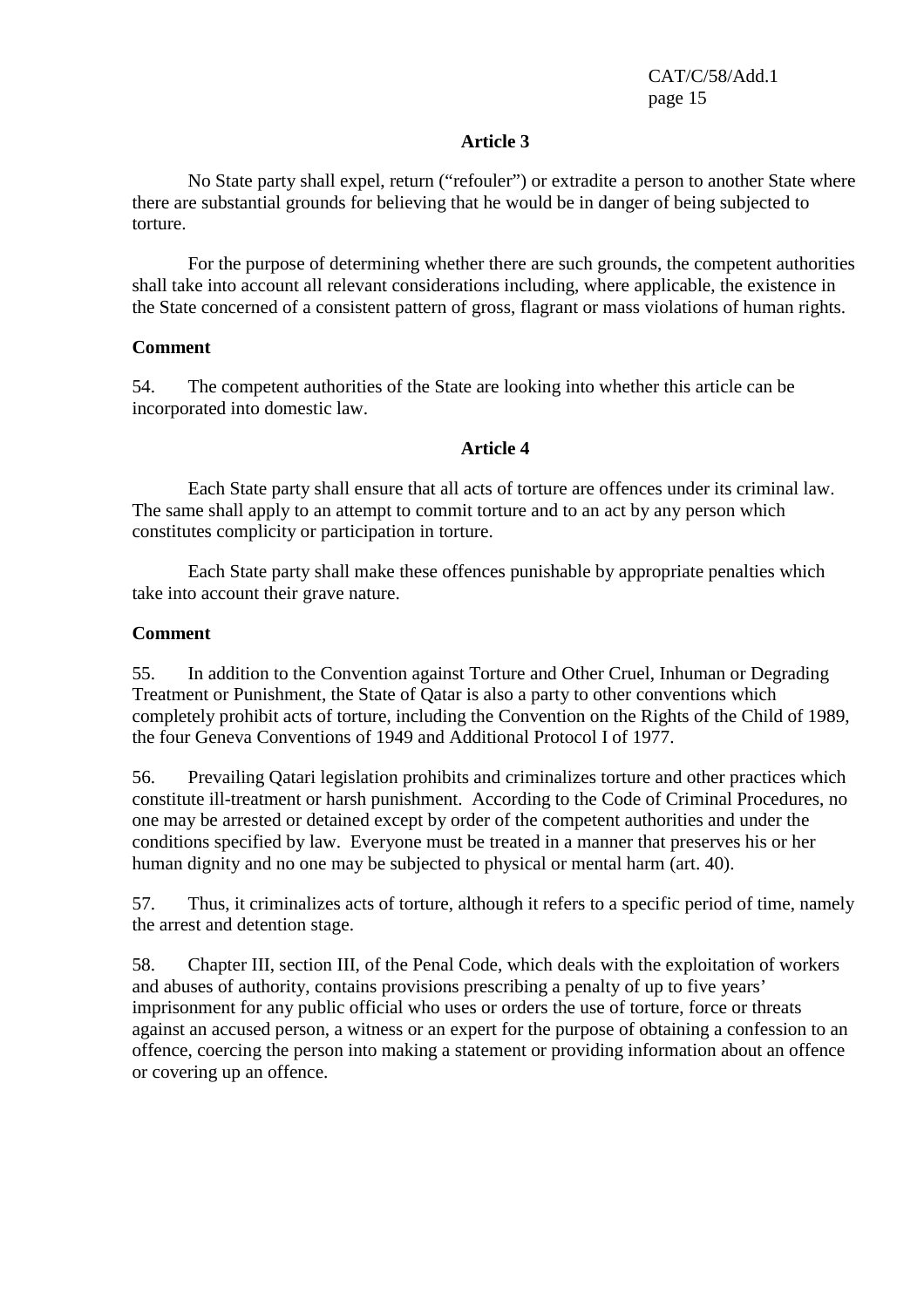### Article 3

No State party shall expel, return ("refouler") or extradite a person to another State where there are substantial grounds for believing that he would be in danger of being subjected to torture.

For the purpose of determining whether there are such grounds, the competent authorities shall take into account all relevant considerations including, where applicable, the existence in the State concerned of a consistent pattern of gross, flagrant or mass violations of human rights.

**Comment**

54. The competent authorities of the State are looking into whether this article can be incorporated into domestic law.

### Article 4

Each State party shall ensure that all acts of torture are offences under its criminal law. The same shall apply to an attempt to commit torture and to an act by any person which constitutes complicity or participation in torture.

Each State party shall make these offences punishable by appropriate penalties which take into account their grave nature.

**Comment**

55. In addition to the Convention against Torture and Other Cruel, Inhuman or Degrading Treatment or Punishment, the State of Qatar is also a party to other conventions which completely prohibit acts of torture, including the Convention on the Rights of the Child of 1989, the four Geneva Conventions of 1949 and Additional Protocol I of 1977.

56. Prevailing Qatari legislation prohibits and criminalizes torture and other practices which constitute ill-treatment or harsh punishment. According to the Code of Criminal Procedures, no one may be arrested or detained except by order of the competent authorities and under the conditions specified by law. Everyone must be treated in a manner that preserves his or her human dignity and no one may be subjected to physical or mental harm (art. 40).

57. Thus, it criminalizes acts of torture, although it refers to a specific period of time, namely the arrest and detention stage.

58. Chapter III, section III, of the Penal Code, which deals with the exploitation of workers and abuses of authority, contains provisions prescribing a penalty of up to five years' imprisonment for any public official who uses or orders the use of torture, force or threats against an accused person, a witness or an expert for the purpose of obtaining a confession to an offence, coercing the person into making a statement or providing information about an offence or covering up an offence.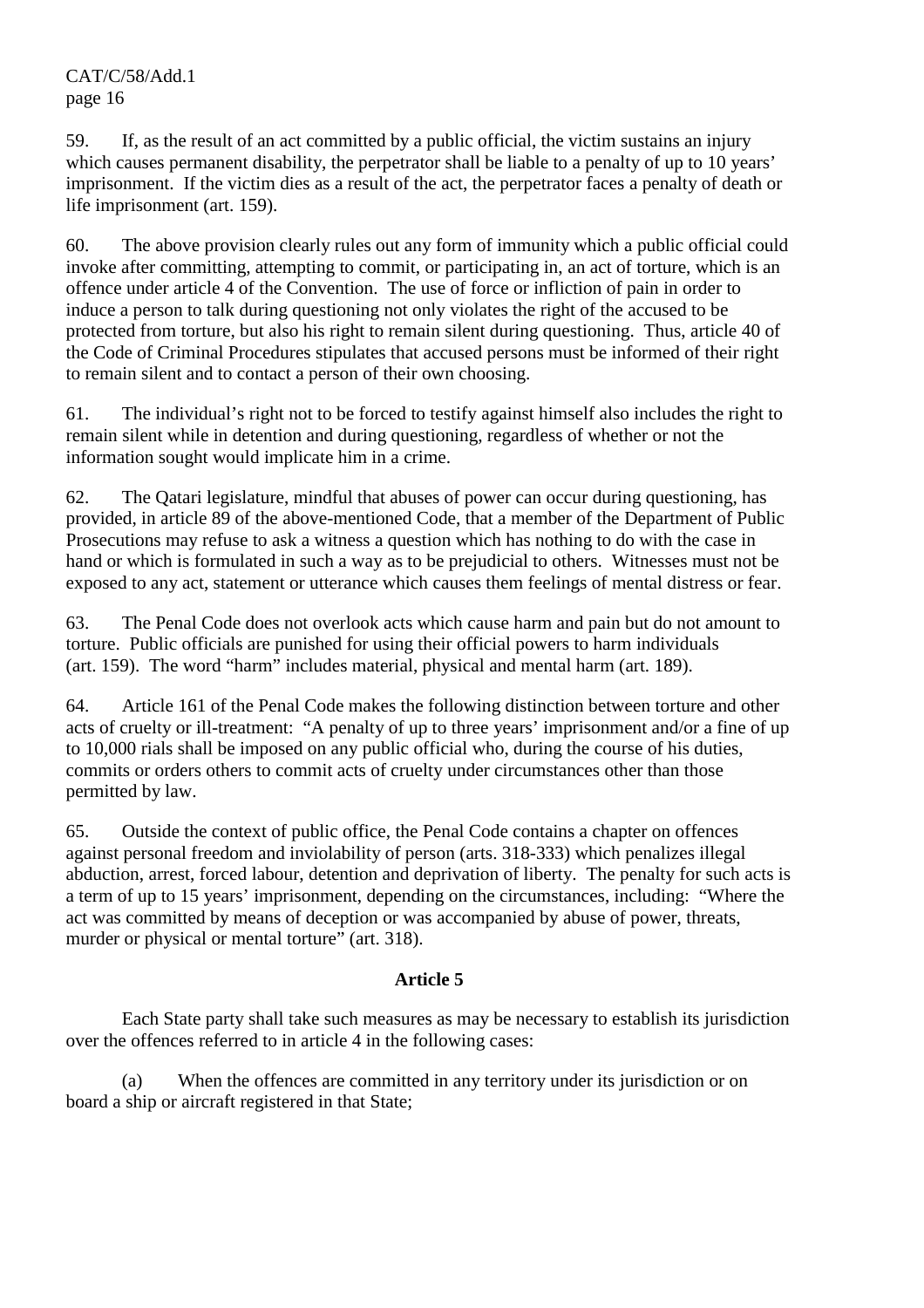59. If, as the result of an act committed by a public official, the victim sustains an injury which causes permanent disability, the perpetrator shall be liable to a penalty of up to 10 years' imprisonment. If the victim dies as a result of the act, the perpetrator faces a penalty of death or life imprisonment (art. 159).

60. The above provision clearly rules out any form of immunity which a public official could invoke after committing, attempting to commit, or participating in, an act of torture, which is an offence under article 4 of the Convention. The use of force or infliction of pain in order to induce a person to talk during questioning not only violates the right of the accused to be protected from torture, but also his right to remain silent during questioning. Thus, article 40 of the Code of Criminal Procedures stipulates that accused persons must be informed of their right to remain silent and to contact a person of their own choosing.

61. The individual's right not to be forced to testify against himself also includes the right to remain silent while in detention and during questioning, regardless of whether or not the information sought would implicate him in a crime.

62. The Qatari legislature, mindful that abuses of power can occur during questioning, has provided, in article 89 of the above-mentioned Code, that a member of the Department of Public Prosecutions may refuse to ask a witness a question which has nothing to do with the case in hand or which is formulated in such a way as to be prejudicial to others. Witnesses must not be exposed to any act, statement or utterance which causes them feelings of mental distress or fear.

63. The Penal Code does not overlook acts which cause harm and pain but do not amount to torture. Public officials are punished for using their official powers to harm individuals (art. 159). The word "harm" includes material, physical and mental harm (art. 189).

64. Article 161 of the Penal Code makes the following distinction between torture and other acts of cruelty or ill-treatment: "A penalty of up to three years' imprisonment and/or a fine of up to 10,000 rials shall be imposed on any public official who, during the course of his duties, commits or orders others to commit acts of cruelty under circumstances other than those permitted by law.

65. Outside the context of public office, the Penal Code contains a chapter on offences against personal freedom and inviolability of person (arts. 318-333) which penalizes illegal abduction, arrest, forced labour, detention and deprivation of liberty. The penalty for such acts is a term of up to 15 years' imprisonment, depending on the circumstances, including: "Where the act was committed by means of deception or was accompanied by abuse of power, threats, murder or physical or mental torture" (art. 318).

## Article 5

Each State party shall take such measures as may be necessary to establish its jurisdiction over the offences referred to in article 4 in the following cases:

(a) When the offences are committed in any territory under its jurisdiction or on board a ship or aircraft registered in that State;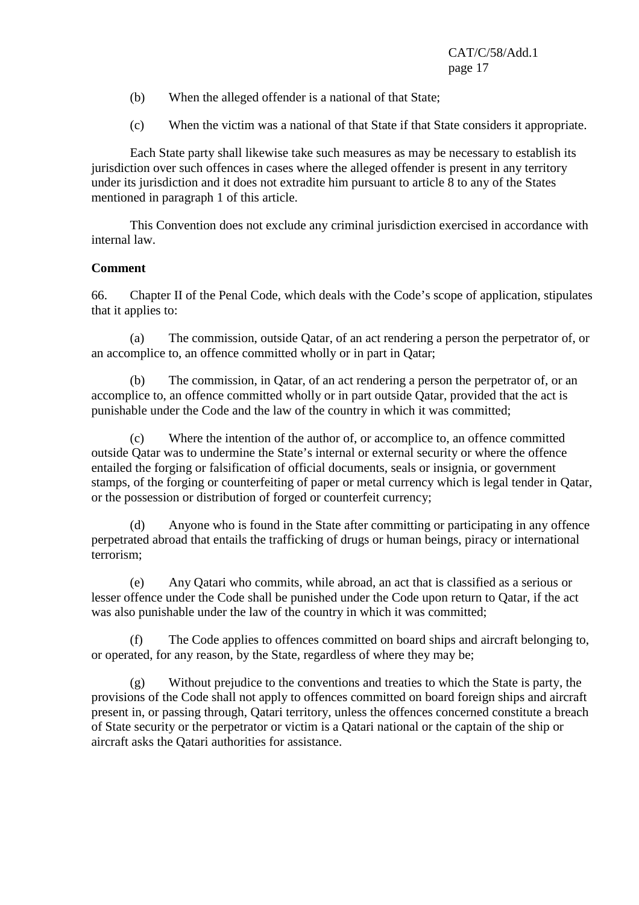(b) When the alleged offender is a national of that State;

(c) When the victim was a national of that State if that State considers it appropriate.

Each State party shall likewise take such measures as may be necessary to establish its jurisdiction over such offences in cases where the alleged offender is present in any territory under its jurisdiction and it does not extradite him pursuant to article 8 to any of the States mentioned in paragraph 1 of this article.

This Convention does not exclude any criminal jurisdiction exercised in accordance with internal law.

**Comment**

66. Chapter II of the Penal Code, which deals with the Code's scope of application, stipulates that it applies to:

(a) The commission, outside Qatar, of an act rendering a person the perpetrator of, or an accomplice to, an offence committed wholly or in part in Qatar;

(b) The commission, in Qatar, of an act rendering a person the perpetrator of, or an accomplice to, an offence committed wholly or in part outside Qatar, provided that the act is punishable under the Code and the law of the country in which it was committed;

(c) Where the intention of the author of, or accomplice to, an offence committed outside Qatar was to undermine the State's internal or external security or where the offence entailed the forging or falsification of official documents, seals or insignia, or government stamps, of the forging or counterfeiting of paper or metal currency which is legal tender in Qatar, or the possession or distribution of forged or counterfeit currency;

(d) Anyone who is found in the State after committing or participating in any offence perpetrated abroad that entails the trafficking of drugs or human beings, piracy or international terrorism;

(e) Any Qatari who commits, while abroad, an act that is classified as a serious or lesser offence under the Code shall be punished under the Code upon return to Qatar, if the act was also punishable under the law of the country in which it was committed;

(f) The Code applies to offences committed on board ships and aircraft belonging to, or operated, for any reason, by the State, regardless of where they may be;

(g) Without prejudice to the conventions and treaties to which the State is party, the provisions of the Code shall not apply to offences committed on board foreign ships and aircraft present in, or passing through, Qatari territory, unless the offences concerned constitute a breach of State security or the perpetrator or victim is a Qatari national or the captain of the ship or aircraft asks the Qatari authorities for assistance.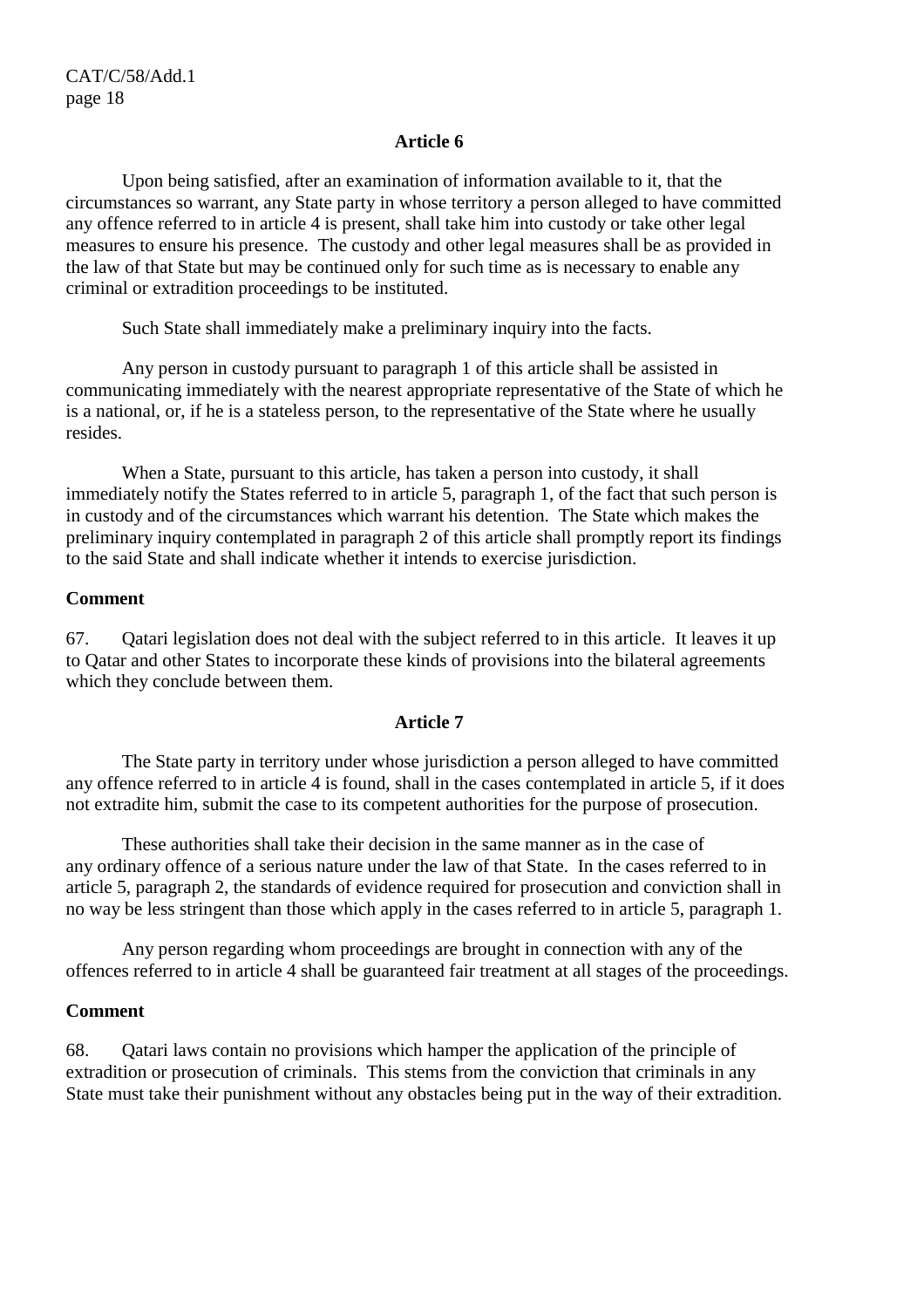### Article 6

Upon being satisfied, after an examination of information available to it, that the circumstances so warrant, any State party in whose territory a person alleged to have committed any offence referred to in article 4 is present, shall take him into custody or take other legal measures to ensure his presence. The custody and other legal measures shall be as provided in the law of that State but may be continued only for such time as is necessary to enable any criminal or extradition proceedings to be instituted.

Such State shall immediately make a preliminary inquiry into the facts.

Any person in custody pursuant to paragraph 1 of this article shall be assisted in communicating immediately with the nearest appropriate representative of the State of which he is a national, or, if he is a stateless person, to the representative of the State where he usually resides.

When a State, pursuant to this article, has taken a person into custody, it shall immediately notify the States referred to in article 5, paragraph 1, of the fact that such person is in custody and of the circumstances which warrant his detention. The State which makes the preliminary inquiry contemplated in paragraph 2 of this article shall promptly report its findings to the said State and shall indicate whether it intends to exercise jurisdiction.

**Comment**

67. Qatari legislation does not deal with the subject referred to in this article. It leaves it up to Qatar and other States to incorporate these kinds of provisions into the bilateral agreements which they conclude between them.

### Article 7

The State party in territory under whose jurisdiction a person alleged to have committed any offence referred to in article 4 is found, shall in the cases contemplated in article 5, if it does not extradite him, submit the case to its competent authorities for the purpose of prosecution.

These authorities shall take their decision in the same manner as in the case of any ordinary offence of a serious nature under the law of that State. In the cases referred to in article 5, paragraph 2, the standards of evidence required for prosecution and conviction shall in no way be less stringent than those which apply in the cases referred to in article 5, paragraph 1.

Any person regarding whom proceedings are brought in connection with any of the offences referred to in article 4 shall be guaranteed fair treatment at all stages of the proceedings.

**Comment**

68. Qatari laws contain no provisions which hamper the application of the principle of extradition or prosecution of criminals. This stems from the conviction that criminals in any State must take their punishment without any obstacles being put in the way of their extradition.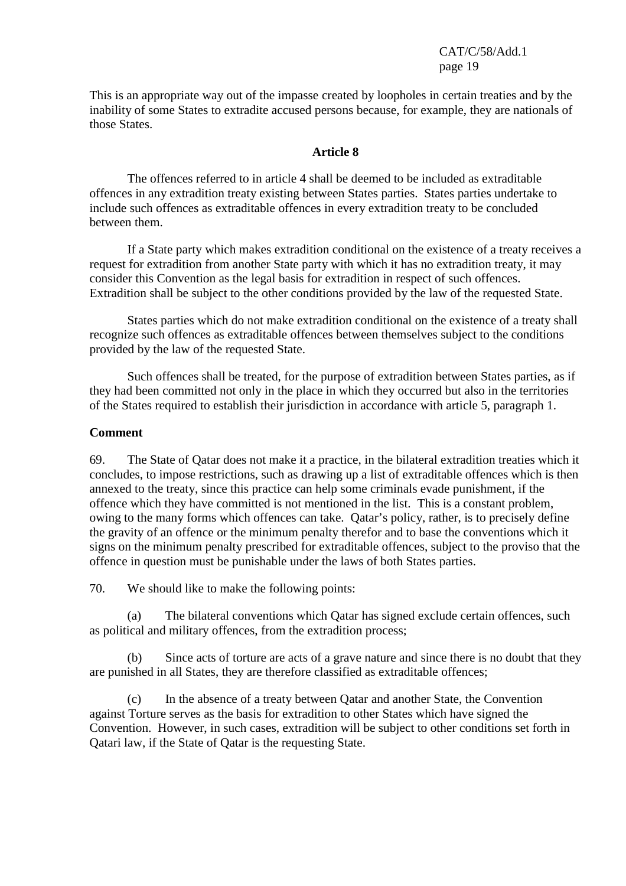This is an appropriate way out of the impasse created by loopholes in certain treaties and by the inability of some States to extradite accused persons because, for example, they are nationals of those States.

### Article 8

The offences referred to in article 4 shall be deemed to be included as extraditable offences in any extradition treaty existing between States parties. States parties undertake to include such offences as extraditable offences in every extradition treaty to be concluded between them.

If a State party which makes extradition conditional on the existence of a treaty receives a request for extradition from another State party with which it has no extradition treaty, it may consider this Convention as the legal basis for extradition in respect of such offences. Extradition shall be subject to the other conditions provided by the law of the requested State.

States parties which do not make extradition conditional on the existence of a treaty shall recognize such offences as extraditable offences between themselves subject to the conditions provided by the law of the requested State.

Such offences shall be treated, for the purpose of extradition between States parties, as if they had been committed not only in the place in which they occurred but also in the territories of the States required to establish their jurisdiction in accordance with article 5, paragraph 1.

**Comment**

69. The State of Qatar does not make it a practice, in the bilateral extradition treaties which it concludes, to impose restrictions, such as drawing up a list of extraditable offences which is then annexed to the treaty, since this practice can help some criminals evade punishment, if the offence which they have committed is not mentioned in the list. This is a constant problem, owing to the many forms which offences can take. Qatar's policy, rather, is to precisely define the gravity of an offence or the minimum penalty therefor and to base the conventions which it signs on the minimum penalty prescribed for extraditable offences, subject to the proviso that the offence in question must be punishable under the laws of both States parties.

70. We should like to make the following points:

(a) The bilateral conventions which Qatar has signed exclude certain offences, such as political and military offences, from the extradition process;

(b) Since acts of torture are acts of a grave nature and since there is no doubt that they are punished in all States, they are therefore classified as extraditable offences;

(c) In the absence of a treaty between Qatar and another State, the Convention against Torture serves as the basis for extradition to other States which have signed the Convention. However, in such cases, extradition will be subject to other conditions set forth in Qatari law, if the State of Qatar is the requesting State.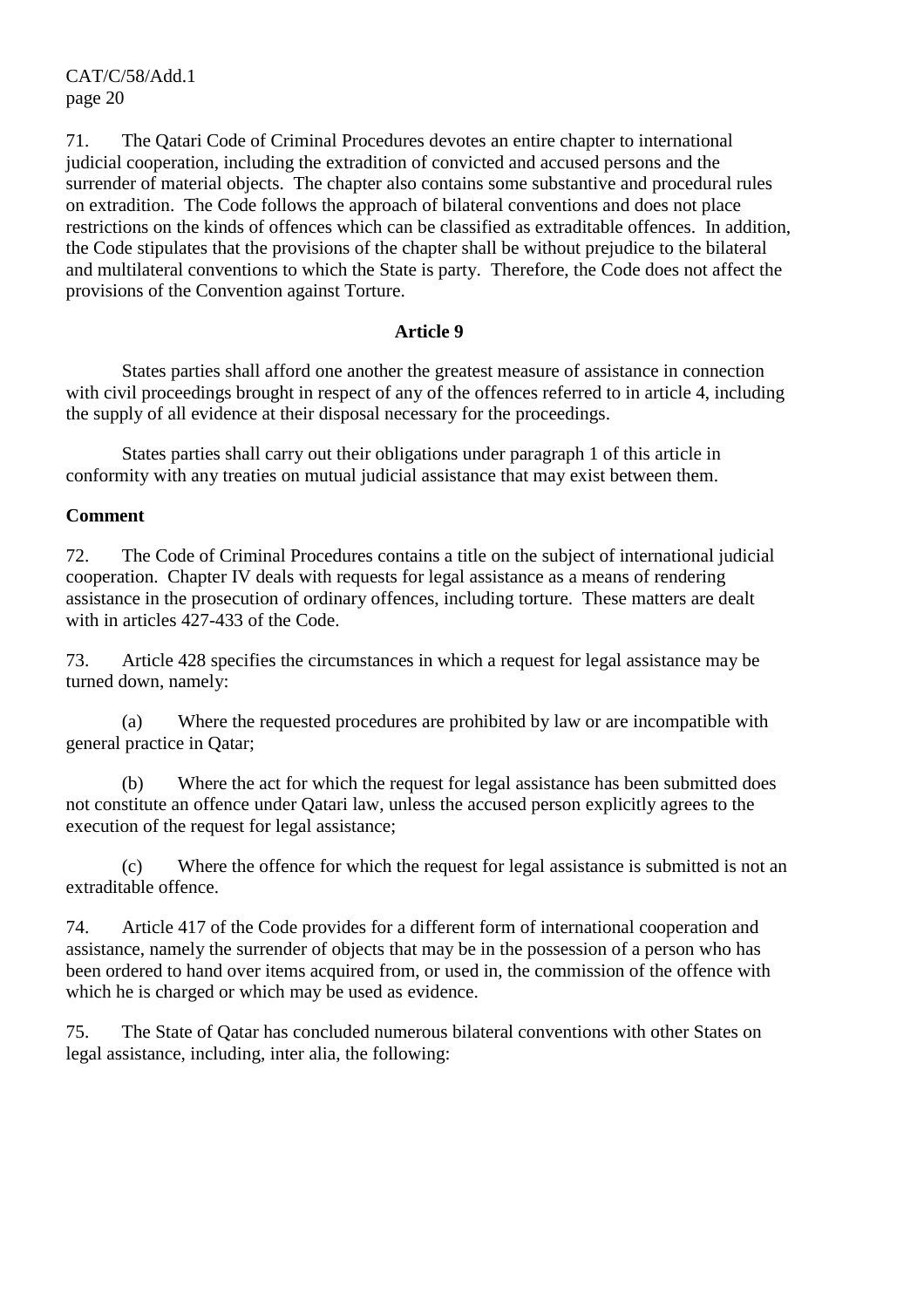71. The Qatari Code of Criminal Procedures devotes an entire chapter to international judicial cooperation, including the extradition of convicted and accused persons and the surrender of material objects. The chapter also contains some substantive and procedural rules on extradition. The Code follows the approach of bilateral conventions and does not place restrictions on the kinds of offences which can be classified as extraditable offences. In addition, the Code stipulates that the provisions of the chapter shall be without prejudice to the bilateral and multilateral conventions to which the State is party. Therefore, the Code does not affect the provisions of the Convention against Torture.

### Article 9

States parties shall afford one another the greatest measure of assistance in connection with civil proceedings brought in respect of any of the offences referred to in article 4, including the supply of all evidence at their disposal necessary for the proceedings.

States parties shall carry out their obligations under paragraph 1 of this article in conformity with any treaties on mutual judicial assistance that may exist between them.

**Comment**

72. The Code of Criminal Procedures contains a title on the subject of international judicial cooperation. Chapter IV deals with requests for legal assistance as a means of rendering assistance in the prosecution of ordinary offences, including torture. These matters are dealt with in articles 427-433 of the Code.

73. Article 428 specifies the circumstances in which a request for legal assistance may be turned down, namely:

(a) Where the requested procedures are prohibited by law or are incompatible with general practice in Qatar;

(b) Where the act for which the request for legal assistance has been submitted does not constitute an offence under Qatari law, unless the accused person explicitly agrees to the execution of the request for legal assistance;

(c) Where the offence for which the request for legal assistance is submitted is not an extraditable offence.

74. Article 417 of the Code provides for a different form of international cooperation and assistance, namely the surrender of objects that may be in the possession of a person who has been ordered to hand over items acquired from, or used in, the commission of the offence with which he is charged or which may be used as evidence.

75. The State of Qatar has concluded numerous bilateral conventions with other States on legal assistance, including, inter alia, the following: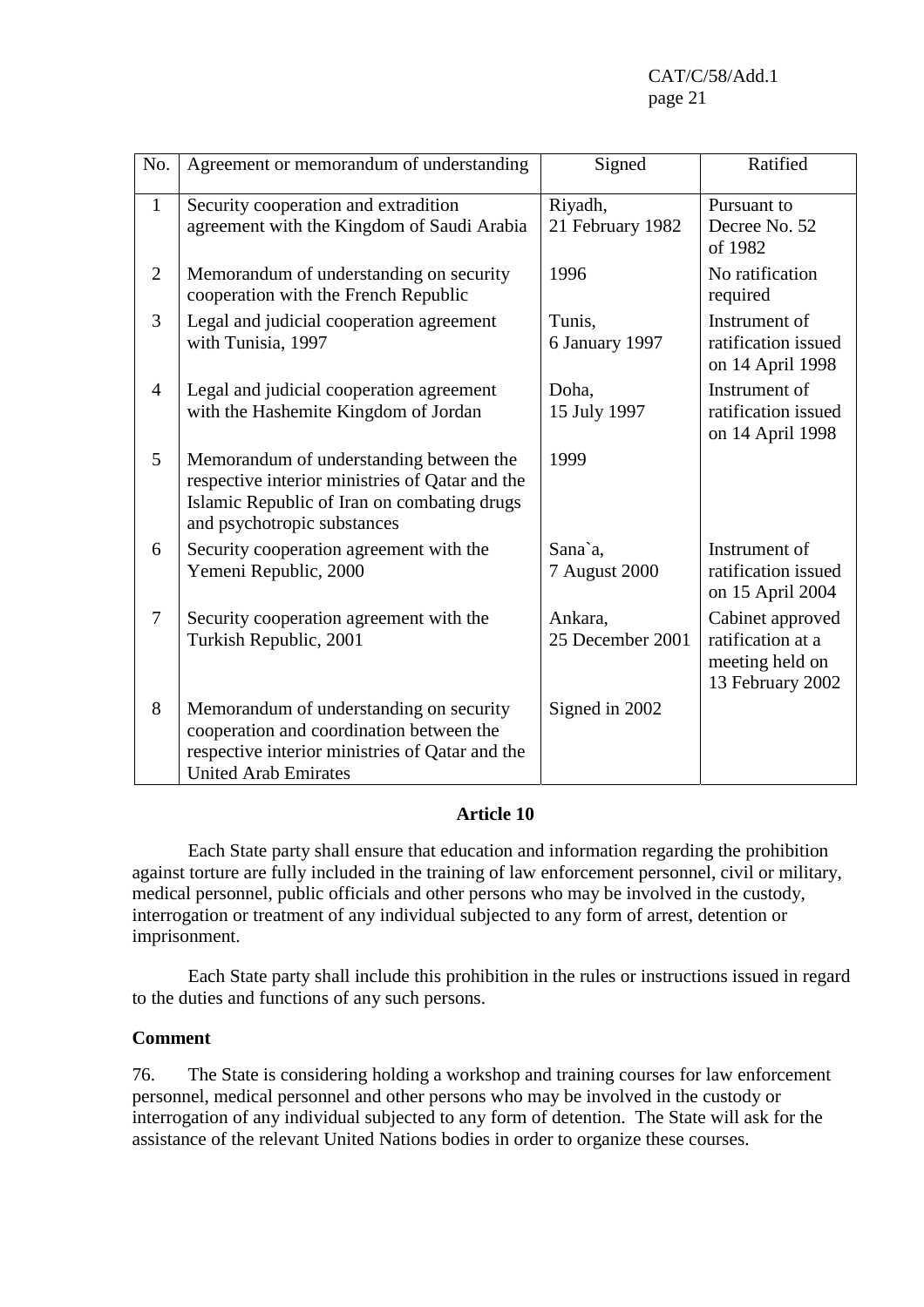| No. | Agreement or memorandum of understanding | Signed | Ratified |
|---|---|---|---|
| 1 | Security cooperation and extradition agreement with the Kingdom of Saudi Arabia | Riyadh, 21 February 1982 | Pursuant to Decree No. 52 of 1982 |
| 2 | Memorandum of understanding on security cooperation with the French Republic | 1996 | No ratification required |
| 3 | Legal and judicial cooperation agreement with Tunisia, 1997 | Tunis, 6 January 1997 | Instrument of ratification issued on 14 April 1998 |
| 4 | Legal and judicial cooperation agreement with the Hashemite Kingdom of Jordan | Doha, 15 July 1997 | Instrument of ratification issued on 14 April 1998 |
| 5 | Memorandum of understanding between the respective interior ministries of Qatar and the Islamic Republic of Iran on combating drugs and psychotropic substances | 1999 | |
| 6 | Security cooperation agreement with the Yemeni Republic, 2000 | Sana`a, 7 August 2000 | Instrument of ratification issued on 15 April 2004 |
| 7 | Security cooperation agreement with the Turkish Republic, 2001 | Ankara, 25 December 2001 | Cabinet approved ratification at a meeting held on 13 February 2002 |
| 8 | Memorandum of understanding on security cooperation and coordination between the respective interior ministries of Qatar and the United Arab Emirates | Signed in 2002 | |

## Article 10

Each State party shall ensure that education and information regarding the prohibition against torture are fully included in the training of law enforcement personnel, civil or military, medical personnel, public officials and other persons who may be involved in the custody, interrogation or treatment of any individual subjected to any form of arrest, detention or imprisonment.

Each State party shall include this prohibition in the rules or instructions issued in regard to the duties and functions of any such persons.

**Comment**

76. The State is considering holding a workshop and training courses for law enforcement personnel, medical personnel and other persons who may be involved in the custody or interrogation of any individual subjected to any form of detention. The State will ask for the assistance of the relevant United Nations bodies in order to organize these courses.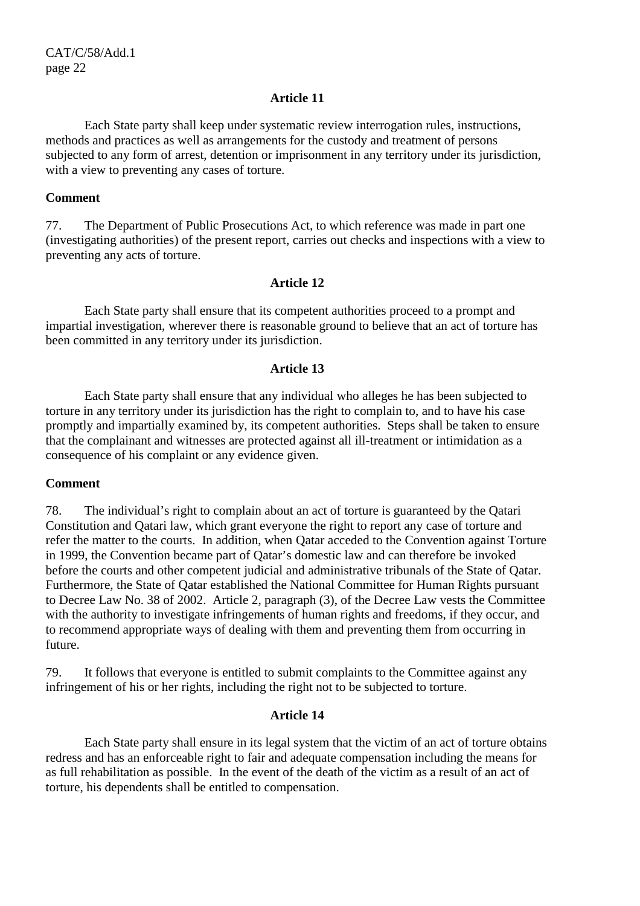### Article 11

Each State party shall keep under systematic review interrogation rules, instructions, methods and practices as well as arrangements for the custody and treatment of persons subjected to any form of arrest, detention or imprisonment in any territory under its jurisdiction, with a view to preventing any cases of torture.

**Comment**

77. The Department of Public Prosecutions Act, to which reference was made in part one (investigating authorities) of the present report, carries out checks and inspections with a view to preventing any acts of torture.

### Article 12

Each State party shall ensure that its competent authorities proceed to a prompt and impartial investigation, wherever there is reasonable ground to believe that an act of torture has been committed in any territory under its jurisdiction.

### Article 13

Each State party shall ensure that any individual who alleges he has been subjected to torture in any territory under its jurisdiction has the right to complain to, and to have his case promptly and impartially examined by, its competent authorities. Steps shall be taken to ensure that the complainant and witnesses are protected against all ill-treatment or intimidation as a consequence of his complaint or any evidence given.

**Comment**

78. The individual's right to complain about an act of torture is guaranteed by the Qatari Constitution and Qatari law, which grant everyone the right to report any case of torture and refer the matter to the courts. In addition, when Qatar acceded to the Convention against Torture in 1999, the Convention became part of Qatar's domestic law and can therefore be invoked before the courts and other competent judicial and administrative tribunals of the State of Qatar. Furthermore, the State of Qatar established the National Committee for Human Rights pursuant to Decree Law No. 38 of 2002. Article 2, paragraph (3), of the Decree Law vests the Committee with the authority to investigate infringements of human rights and freedoms, if they occur, and to recommend appropriate ways of dealing with them and preventing them from occurring in future.

79. It follows that everyone is entitled to submit complaints to the Committee against any infringement of his or her rights, including the right not to be subjected to torture.

### Article 14

Each State party shall ensure in its legal system that the victim of an act of torture obtains redress and has an enforceable right to fair and adequate compensation including the means for as full rehabilitation as possible. In the event of the death of the victim as a result of an act of torture, his dependents shall be entitled to compensation.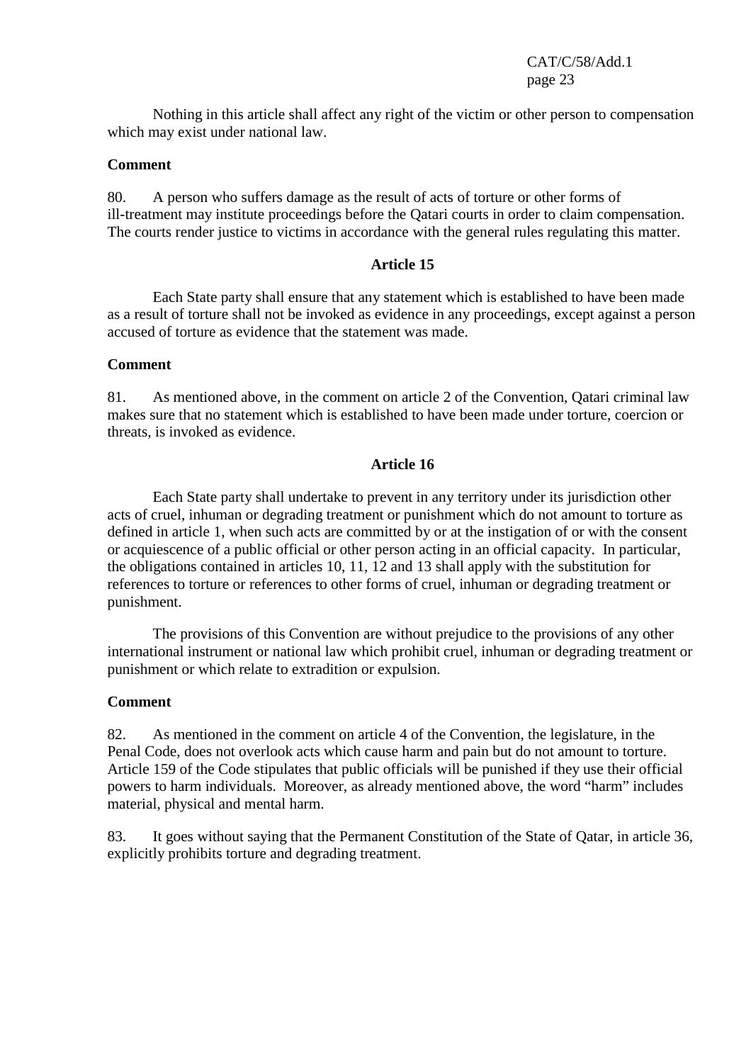Nothing in this article shall affect any right of the victim or other person to compensation which may exist under national law.

**Comment**

80. A person who suffers damage as the result of acts of torture or other forms of ill-treatment may institute proceedings before the Qatari courts in order to claim compensation. The courts render justice to victims in accordance with the general rules regulating this matter.

**Article 15**

Each State party shall ensure that any statement which is established to have been made as a result of torture shall not be invoked as evidence in any proceedings, except against a person accused of torture as evidence that the statement was made.

**Comment**

81. As mentioned above, in the comment on article 2 of the Convention, Qatari criminal law makes sure that no statement which is established to have been made under torture, coercion or threats, is invoked as evidence.

**Article 16**

Each State party shall undertake to prevent in any territory under its jurisdiction other acts of cruel, inhuman or degrading treatment or punishment which do not amount to torture as defined in article 1, when such acts are committed by or at the instigation of or with the consent or acquiescence of a public official or other person acting in an official capacity. In particular, the obligations contained in articles 10, 11, 12 and 13 shall apply with the substitution for references to torture or references to other forms of cruel, inhuman or degrading treatment or punishment.

The provisions of this Convention are without prejudice to the provisions of any other international instrument or national law which prohibit cruel, inhuman or degrading treatment or punishment or which relate to extradition or expulsion.

**Comment**

82. As mentioned in the comment on article 4 of the Convention, the legislature, in the Penal Code, does not overlook acts which cause harm and pain but do not amount to torture. Article 159 of the Code stipulates that public officials will be punished if they use their official powers to harm individuals. Moreover, as already mentioned above, the word "harm" includes material, physical and mental harm.

83. It goes without saying that the Permanent Constitution of the State of Qatar, in article 36, explicitly prohibits torture and degrading treatment.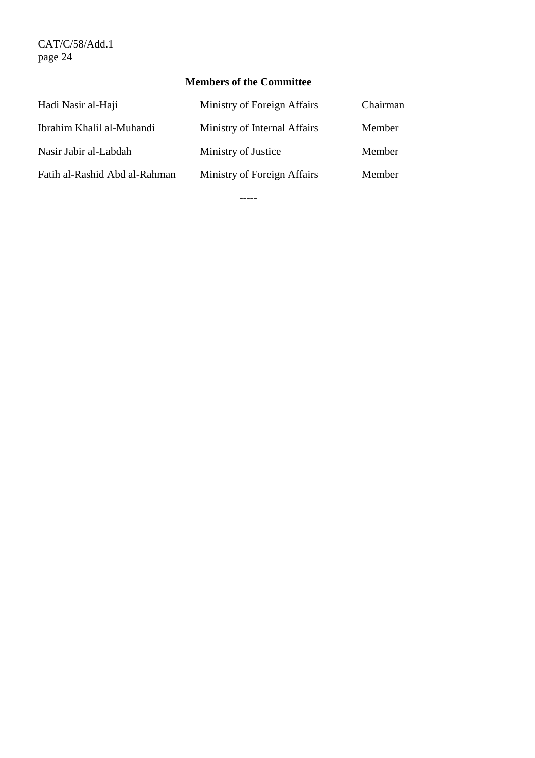**Members of the Committee**

| | | |
|---|---|---|
| Hadi Nasir al-Haji | Ministry of Foreign Affairs | Chairman |
| Ibrahim Khalil al-Muhandi | Ministry of Internal Affairs | Member |
| Nasir Jabir al-Labdah | Ministry of Justice | Member |
| Fatih al-Rashid Abd al-Rahman | Ministry of Foreign Affairs | Member |

-----